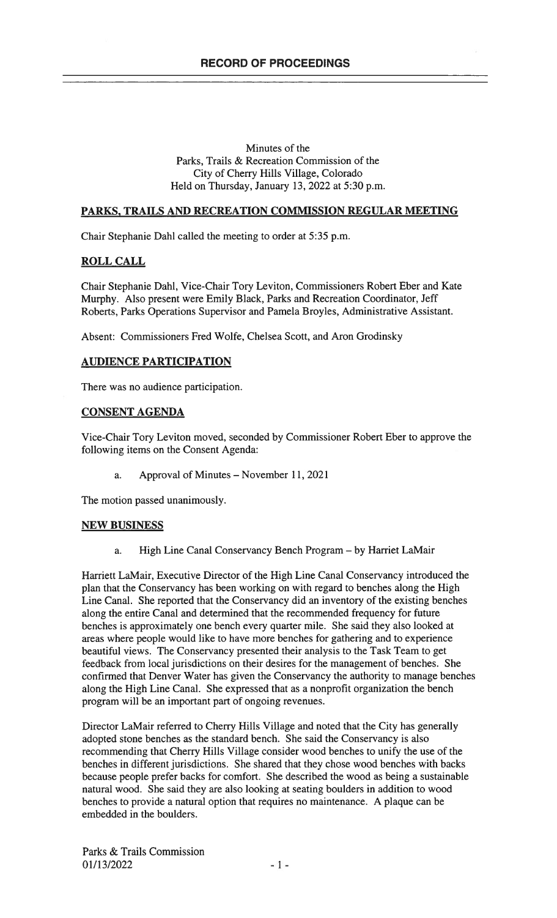# RECORD OF PROCEEDINGS

Minutes of the
Parks, Trails & Recreation Commission of the
City of Cherry Hills Village, Colorado
Held on Thursday, January 13, 2022 at 5:30 p.m.

## PARKS, TRAILS AND RECREATION COMMISSION REGULAR MEETING

Chair Stephanie Dahl called the meeting to order at 5:35 p.m.

## ROLL CALL

Chair Stephanie Dahl, Vice-Chair Tory Leviton, Commissioners Robert Eber and Kate Murphy. Also present were Emily Black, Parks and Recreation Coordinator, Jeff Roberts, Parks Operations Supervisor and Pamela Broyles, Administrative Assistant.

Absent: Commissioners Fred Wolfe, Chelsea Scott, and Aron Grodinsky

## AUDIENCE PARTICIPATION

There was no audience participation.

## CONSENT AGENDA

Vice-Chair Tory Leviton moved, seconded by Commissioner Robert Eber to approve the following items on the Consent Agenda:

a. Approval of Minutes – November 11, 2021

The motion passed unanimously.

## NEW BUSINESS

a. High Line Canal Conservancy Bench Program – by Harriet LaMair

Harriett LaMair, Executive Director of the High Line Canal Conservancy introduced the plan that the Conservancy has been working on with regard to benches along the High Line Canal. She reported that the Conservancy did an inventory of the existing benches along the entire Canal and determined that the recommended frequency for future benches is approximately one bench every quarter mile. She said they also looked at areas where people would like to have more benches for gathering and to experience beautiful views. The Conservancy presented their analysis to the Task Team to get feedback from local jurisdictions on their desires for the management of benches. She confirmed that Denver Water has given the Conservancy the authority to manage benches along the High Line Canal. She expressed that as a nonprofit organization the bench program will be an important part of ongoing revenues.

Director LaMair referred to Cherry Hills Village and noted that the City has generally adopted stone benches as the standard bench. She said the Conservancy is also recommending that Cherry Hills Village consider wood benches to unify the use of the benches in different jurisdictions. She shared that they chose wood benches with backs because people prefer backs for comfort. She described the wood as being a sustainable natural wood. She said they are also looking at seating boulders in addition to wood benches to provide a natural option that requires no maintenance. A plaque can be embedded in the boulders.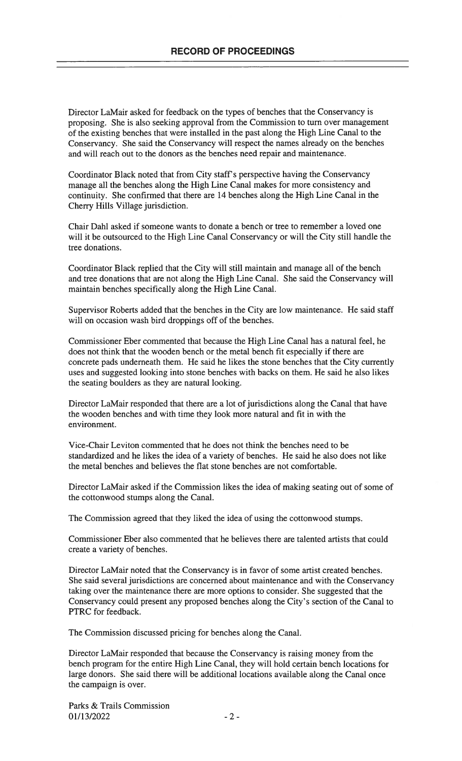Director LaMair asked for feedback on the types of benches that the Conservancy is proposing. She is also seeking approval from the Commission to turn over management of the existing benches that were installed in the past along the High Line Canal to the Conservancy. She said the Conservancy will respect the names already on the benches and will reach out to the donors as the benches need repair and maintenance.

Coordinator Black noted that from City staff's perspective having the Conservancy manage all the benches along the High Line Canal makes for more consistency and continuity. She confirmed that there are 14 benches along the High Line Canal in the Cherry Hills Village jurisdiction.

Chair Dahl asked if someone wants to donate a bench or tree to remember a loved one will it be outsourced to the High Line Canal Conservancy or will the City still handle the tree donations.

Coordinator Black replied that the City will still maintain and manage all of the bench and tree donations that are not along the High Line Canal. She said the Conservancy will maintain benches specifically along the High Line Canal.

Supervisor Roberts added that the benches in the City are low maintenance. He said staff will on occasion wash bird droppings off of the benches.

Commissioner Eber commented that because the High Line Canal has a natural feel, he does not think that the wooden bench or the metal bench fit especially if there are concrete pads underneath them. He said he likes the stone benches that the City currently uses and suggested looking into stone benches with backs on them. He said he also likes the seating boulders as they are natural looking.

Director LaMair responded that there are a lot of jurisdictions along the Canal that have the wooden benches and with time they look more natural and fit in with the environment.

Vice-Chair Leviton commented that he does not think the benches need to be standardized and he likes the idea of a variety of benches. He said he also does not like the metal benches and believes the flat stone benches are not comfortable.

Director LaMair asked if the Commission likes the idea of making seating out of some of the cottonwood stumps along the Canal.

The Commission agreed that they liked the idea of using the cottonwood stumps.

Commissioner Eber also commented that he believes there are talented artists that could create a variety of benches.

Director LaMair noted that the Conservancy is in favor of some artist created benches. She said several jurisdictions are concerned about maintenance and with the Conservancy taking over the maintenance there are more options to consider. She suggested that the Conservancy could present any proposed benches along the City's section of the Canal to PTRC for feedback.

The Commission discussed pricing for benches along the Canal.

Director LaMair responded that because the Conservancy is raising money from the bench program for the entire High Line Canal, they will hold certain bench locations for large donors. She said there will be additional locations available along the Canal once the campaign is over.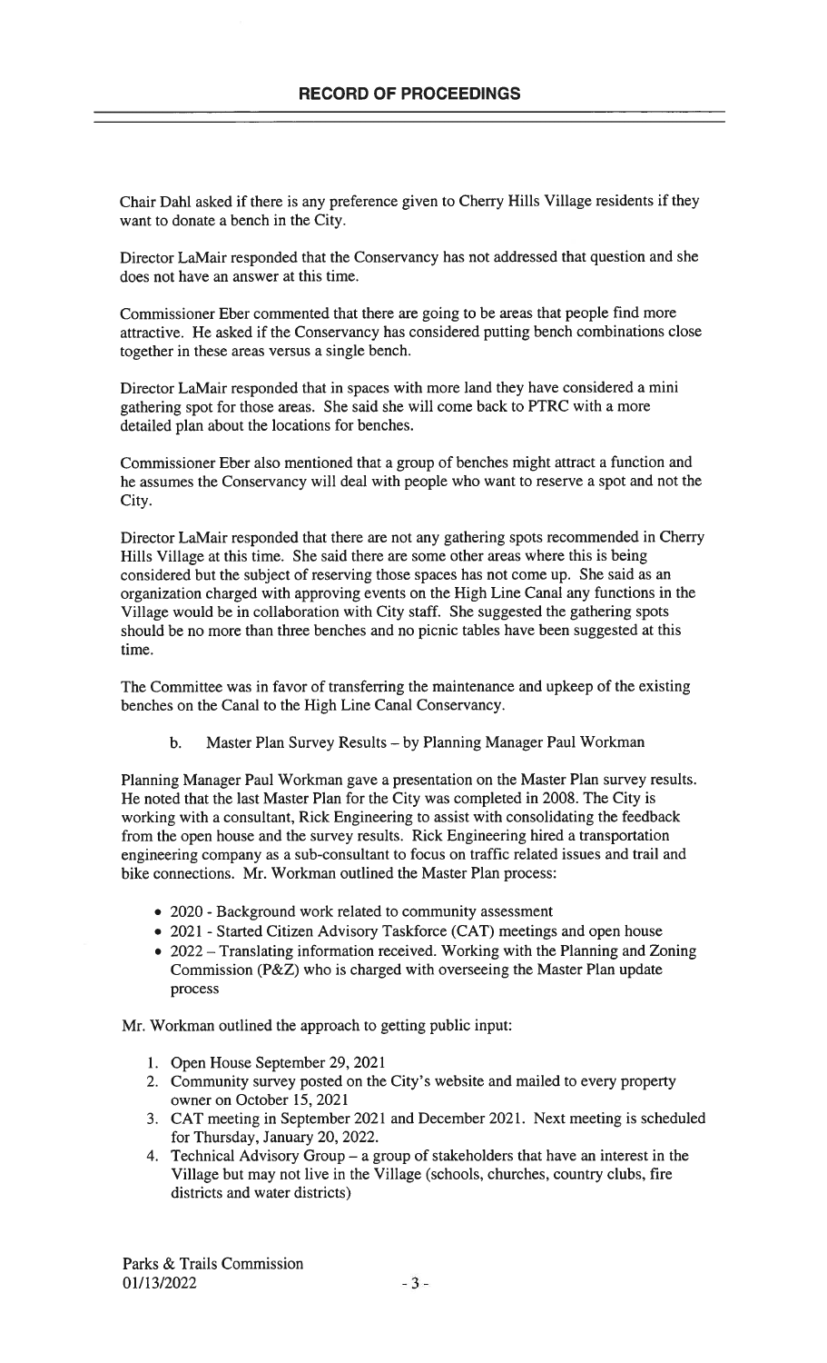Chair Dahl asked if there is any preference given to Cherry Hills Village residents if they want to donate a bench in the City.

Director LaMair responded that the Conservancy has not addressed that question and she does not have an answer at this time.

Commissioner Eber commented that there are going to be areas that people find more attractive. He asked if the Conservancy has considered putting bench combinations close together in these areas versus a single bench.

Director LaMair responded that in spaces with more land they have considered a mini gathering spot for those areas. She said she will come back to PTRC with a more detailed plan about the locations for benches.

Commissioner Eber also mentioned that a group of benches might attract a function and he assumes the Conservancy will deal with people who want to reserve a spot and not the City.

Director LaMair responded that there are not any gathering spots recommended in Cherry Hills Village at this time. She said there are some other areas where this is being considered but the subject of reserving those spaces has not come up. She said as an organization charged with approving events on the High Line Canal any functions in the Village would be in collaboration with City staff. She suggested the gathering spots should be no more than three benches and no picnic tables have been suggested at this time.

The Committee was in favor of transferring the maintenance and upkeep of the existing benches on the Canal to the High Line Canal Conservancy.

b. Master Plan Survey Results – by Planning Manager Paul Workman

Planning Manager Paul Workman gave a presentation on the Master Plan survey results. He noted that the last Master Plan for the City was completed in 2008. The City is working with a consultant, Rick Engineering to assist with consolidating the feedback from the open house and the survey results. Rick Engineering hired a transportation engineering company as a sub-consultant to focus on traffic related issues and trail and bike connections. Mr. Workman outlined the Master Plan process:

- 2020 - Background work related to community assessment
- 2021 - Started Citizen Advisory Taskforce (CAT) meetings and open house
- 2022 – Translating information received. Working with the Planning and Zoning Commission (P&Z) who is charged with overseeing the Master Plan update process

Mr. Workman outlined the approach to getting public input:

1. Open House September 29, 2021
2. Community survey posted on the City's website and mailed to every property owner on October 15, 2021
3. CAT meeting in September 2021 and December 2021. Next meeting is scheduled for Thursday, January 20, 2022.
4. Technical Advisory Group – a group of stakeholders that have an interest in the Village but may not live in the Village (schools, churches, country clubs, fire districts and water districts)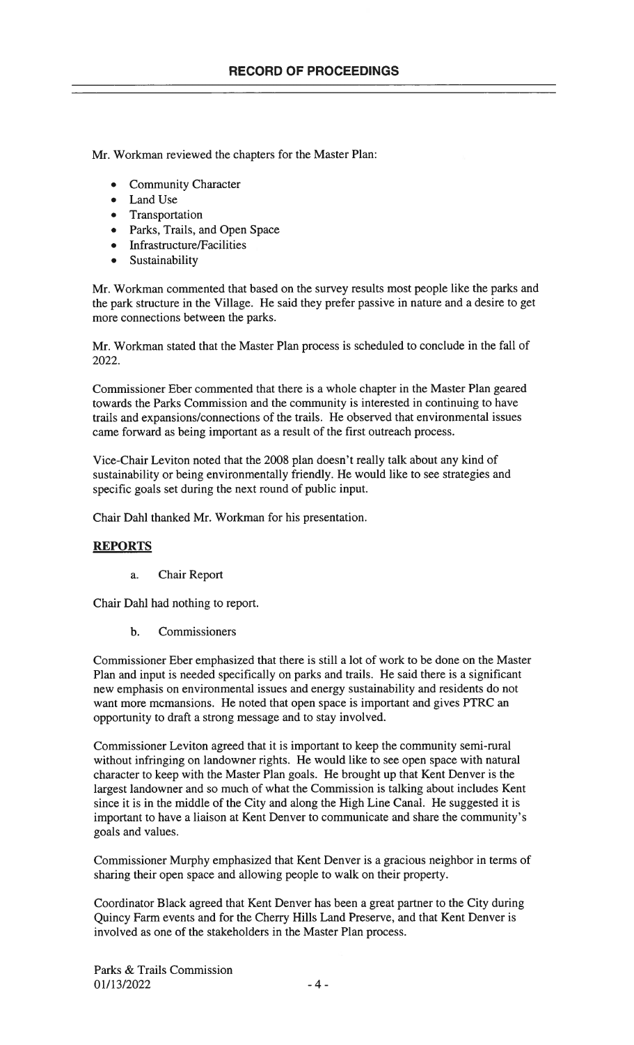Mr. Workman reviewed the chapters for the Master Plan:

- Community Character
- Land Use
- Transportation
- Parks, Trails, and Open Space
- Infrastructure/Facilities
- Sustainability

Mr. Workman commented that based on the survey results most people like the parks and the park structure in the Village. He said they prefer passive in nature and a desire to get more connections between the parks.

Mr. Workman stated that the Master Plan process is scheduled to conclude in the fall of 2022.

Commissioner Eber commented that there is a whole chapter in the Master Plan geared towards the Parks Commission and the community is interested in continuing to have trails and expansions/connections of the trails. He observed that environmental issues came forward as being important as a result of the first outreach process.

Vice-Chair Leviton noted that the 2008 plan doesn't really talk about any kind of sustainability or being environmentally friendly. He would like to see strategies and specific goals set during the next round of public input.

Chair Dahl thanked Mr. Workman for his presentation.

## REPORTS

a. Chair Report

Chair Dahl had nothing to report.

b. Commissioners

Commissioner Eber emphasized that there is still a lot of work to be done on the Master Plan and input is needed specifically on parks and trails. He said there is a significant new emphasis on environmental issues and energy sustainability and residents do not want more mcmansions. He noted that open space is important and gives PTRC an opportunity to draft a strong message and to stay involved.

Commissioner Leviton agreed that it is important to keep the community semi-rural without infringing on landowner rights. He would like to see open space with natural character to keep with the Master Plan goals. He brought up that Kent Denver is the largest landowner and so much of what the Commission is talking about includes Kent since it is in the middle of the City and along the High Line Canal. He suggested it is important to have a liaison at Kent Denver to communicate and share the community's goals and values.

Commissioner Murphy emphasized that Kent Denver is a gracious neighbor in terms of sharing their open space and allowing people to walk on their property.

Coordinator Black agreed that Kent Denver has been a great partner to the City during Quincy Farm events and for the Cherry Hills Land Preserve, and that Kent Denver is involved as one of the stakeholders in the Master Plan process.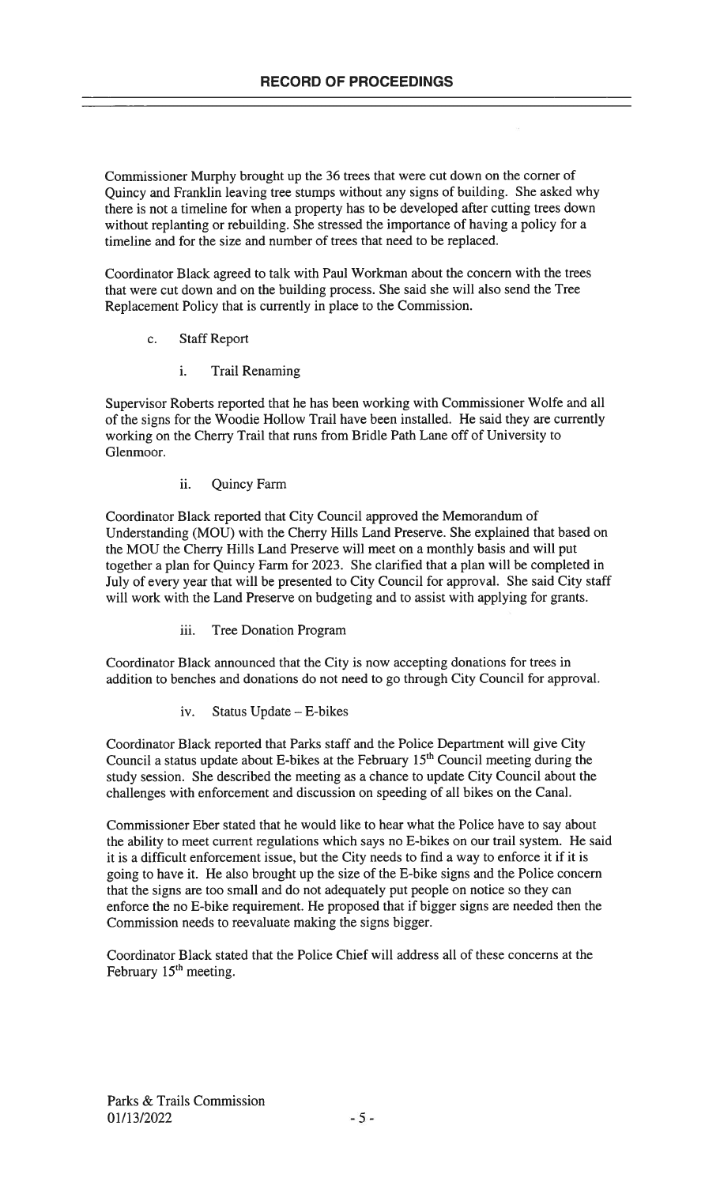Commissioner Murphy brought up the 36 trees that were cut down on the corner of Quincy and Franklin leaving tree stumps without any signs of building. She asked why there is not a timeline for when a property has to be developed after cutting trees down without replanting or rebuilding. She stressed the importance of having a policy for a timeline and for the size and number of trees that need to be replaced.

Coordinator Black agreed to talk with Paul Workman about the concern with the trees that were cut down and on the building process. She said she will also send the Tree Replacement Policy that is currently in place to the Commission.

c. Staff Report

i. Trail Renaming

Supervisor Roberts reported that he has been working with Commissioner Wolfe and all of the signs for the Woodie Hollow Trail have been installed. He said they are currently working on the Cherry Trail that runs from Bridle Path Lane off of University to Glenmoor.

ii. Quincy Farm

Coordinator Black reported that City Council approved the Memorandum of Understanding (MOU) with the Cherry Hills Land Preserve. She explained that based on the MOU the Cherry Hills Land Preserve will meet on a monthly basis and will put together a plan for Quincy Farm for 2023. She clarified that a plan will be completed in July of every year that will be presented to City Council for approval. She said City staff will work with the Land Preserve on budgeting and to assist with applying for grants.

iii. Tree Donation Program

Coordinator Black announced that the City is now accepting donations for trees in addition to benches and donations do not need to go through City Council for approval.

iv. Status Update – E-bikes

Coordinator Black reported that Parks staff and the Police Department will give City Council a status update about E-bikes at the February 15th Council meeting during the study session. She described the meeting as a chance to update City Council about the challenges with enforcement and discussion on speeding of all bikes on the Canal.

Commissioner Eber stated that he would like to hear what the Police have to say about the ability to meet current regulations which says no E-bikes on our trail system. He said it is a difficult enforcement issue, but the City needs to find a way to enforce it if it is going to have it. He also brought up the size of the E-bike signs and the Police concern that the signs are too small and do not adequately put people on notice so they can enforce the no E-bike requirement. He proposed that if bigger signs are needed then the Commission needs to reevaluate making the signs bigger.

Coordinator Black stated that the Police Chief will address all of these concerns at the February 15th meeting.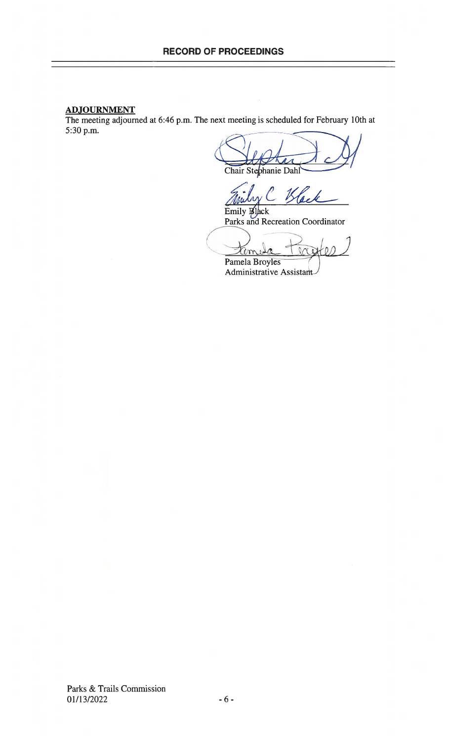**ADJOURNMENT**

The meeting adjourned at 6:46 p.m. The next meeting is scheduled for February 10th at 5:30 p.m.

Chair Stephanie Dahl

Emily Black
Parks and Recreation Coordinator

Pamela Broyles
Administrative Assistant